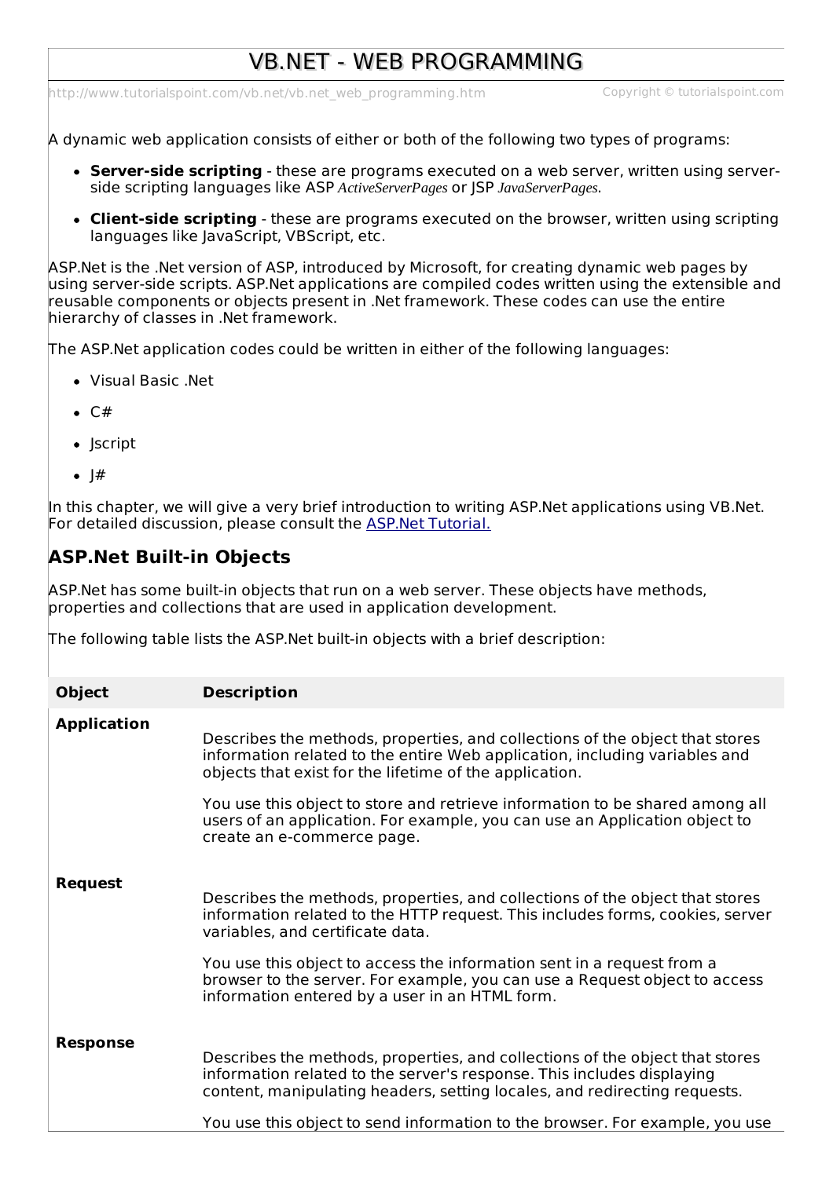# VB.NET - WEB PROGRAMMING

A dynamic web application consists of either or both of the following two types of programs:

- **Server-side scripting** - these are programs executed on a web server, written using server-side scripting languages like ASP *ActiveServerPages* or JSP *JavaServerPages*.
- **Client-side scripting** - these are programs executed on the browser, written using scripting languages like JavaScript, VBScript, etc.

ASP.Net is the .Net version of ASP, introduced by Microsoft, for creating dynamic web pages by using server-side scripts. ASP.Net applications are compiled codes written using the extensible and reusable components or objects present in .Net framework. These codes can use the entire hierarchy of classes in .Net framework.

The ASP.Net application codes could be written in either of the following languages:

- Visual Basic .Net
- C#
- Jscript
- J#

In this chapter, we will give a very brief introduction to writing ASP.Net applications using VB.Net. For detailed discussion, please consult the [ASP.Net Tutorial.](http://www.tutorialspoint.com/asp.net/index.htm)

## ASP.Net Built-in Objects

ASP.Net has some built-in objects that run on a web server. These objects have methods, properties and collections that are used in application development.

The following table lists the ASP.Net built-in objects with a brief description:

| Object | Description |
|---|---|
| **Application** | Describes the methods, properties, and collections of the object that stores information related to the entire Web application, including variables and objects that exist for the lifetime of the application.<br><br>You use this object to store and retrieve information to be shared among all users of an application. For example, you can use an Application object to create an e-commerce page. |
| **Request** | Describes the methods, properties, and collections of the object that stores information related to the HTTP request. This includes forms, cookies, server variables, and certificate data.<br><br>You use this object to access the information sent in a request from a browser to the server. For example, you can use a Request object to access information entered by a user in an HTML form. |
| **Response** | Describes the methods, properties, and collections of the object that stores information related to the server's response. This includes displaying content, manipulating headers, setting locales, and redirecting requests.<br><br>You use this object to send information to the browser. For example, you use |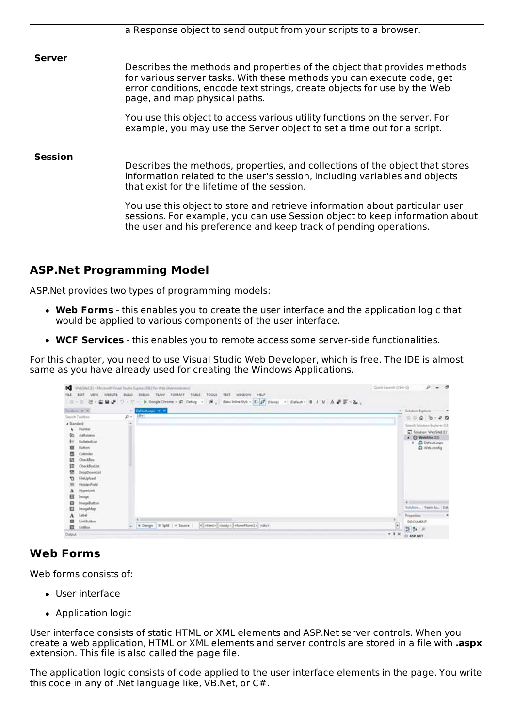| | |
|---|---|
| | a Response object to send output from your scripts to a browser. |
| **Server** | Describes the methods and properties of the object that provides methods for various server tasks. With these methods you can execute code, get error conditions, encode text strings, create objects for use by the Web page, and map physical paths.<br><br>You use this object to access various utility functions on the server. For example, you may use the Server object to set a time out for a script. |
| **Session** | Describes the methods, properties, and collections of the object that stores information related to the user's session, including variables and objects that exist for the lifetime of the session.<br><br>You use this object to store and retrieve information about particular user sessions. For example, you can use Session object to keep information about the user and his preference and keep track of pending operations. |

## ASP.Net Programming Model

ASP.Net provides two types of programming models:

- **Web Forms** - this enables you to create the user interface and the application logic that would be applied to various components of the user interface.
- **WCF Services** - this enables you to remote access some server-side functionalities.

For this chapter, you need to use Visual Studio Web Developer, which is free. The IDE is almost same as you have already used for creating the Windows Applications.

## Web Forms

Web forms consists of:

- User interface
- Application logic

User interface consists of static HTML or XML elements and ASP.Net server controls. When you create a web application, HTML or XML elements and server controls are stored in a file with **.aspx** extension. This file is also called the page file.

The application logic consists of code applied to the user interface elements in the page. You write this code in any of .Net language like, VB.Net, or C#.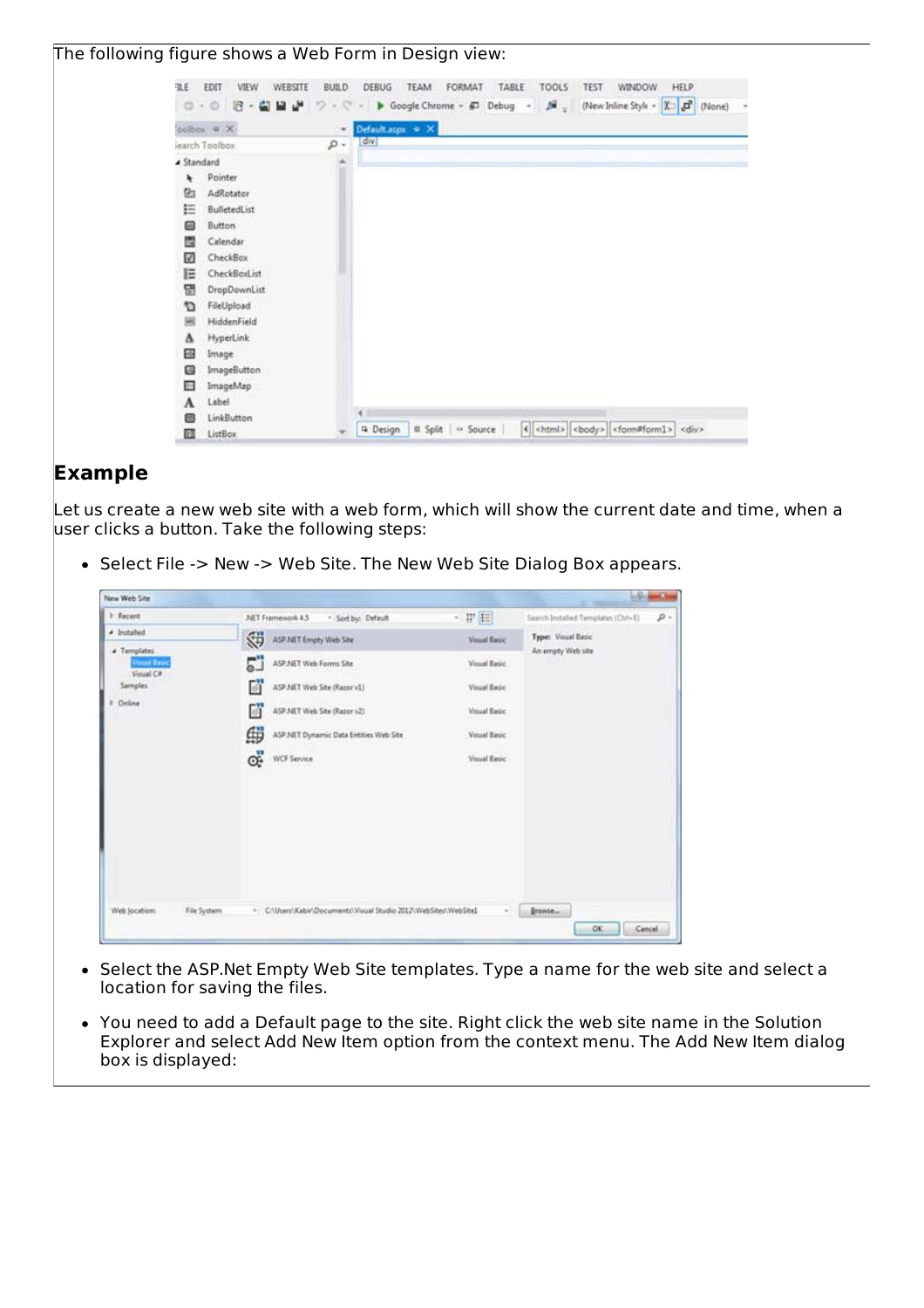The following figure shows a Web Form in Design view:

## Example

Let us create a new web site with a web form, which will show the current date and time, when a user clicks a button. Take the following steps:

- Select File -> New -> Web Site. The New Web Site Dialog Box appears.

- Select the ASP.Net Empty Web Site templates. Type a name for the web site and select a location for saving the files.

- You need to add a Default page to the site. Right click the web site name in the Solution Explorer and select Add New Item option from the context menu. The Add New Item dialog box is displayed: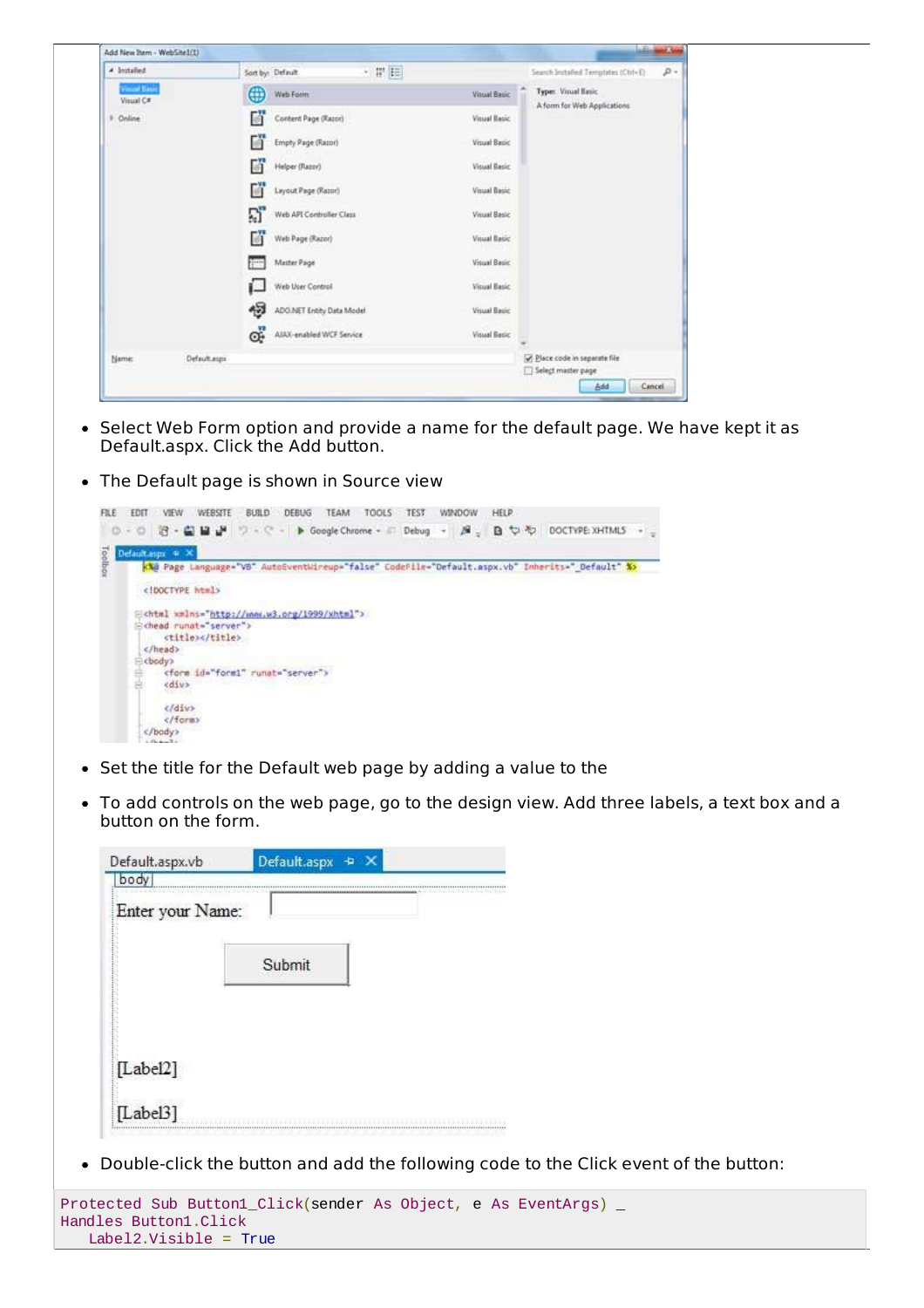- Select Web Form option and provide a name for the default page. We have kept it as Default.aspx. Click the Add button.

- The Default page is shown in Source view

- Set the title for the Default web page by adding a value to the

- To add controls on the web page, go to the design view. Add three labels, a text box and a button on the form.

- Double-click the button and add the following code to the Click event of the button:

```
Protected Sub Button1_Click(sender As Object, e As EventArgs) _
Handles Button1.Click
   Label2.Visible = True
```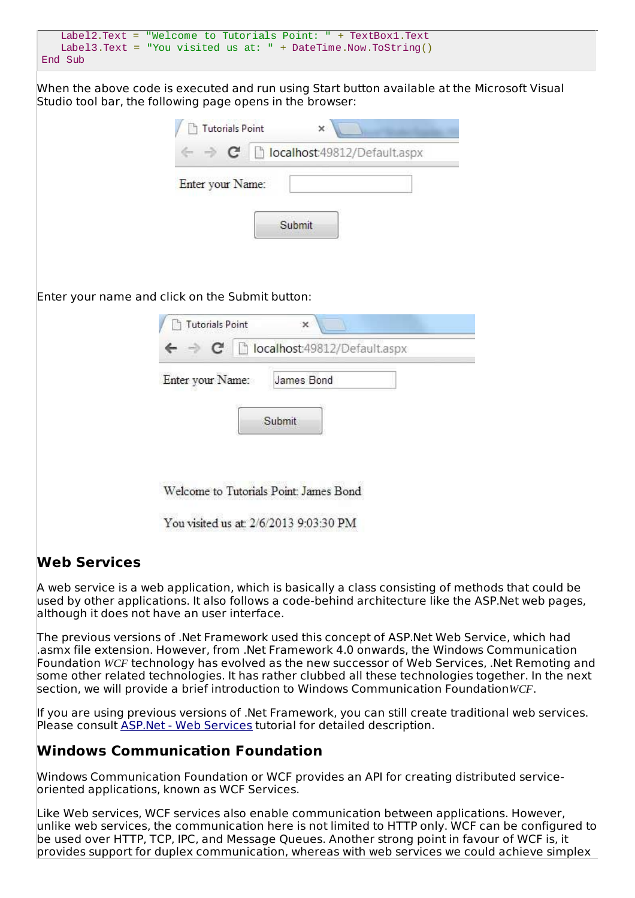```
    Label2.Text = "Welcome to Tutorials Point: " + TextBox1.Text
    Label3.Text = "You visited us at: " + DateTime.Now.ToString()
End Sub
```

When the above code is executed and run using Start button available at the Microsoft Visual Studio tool bar, the following page opens in the browser:

Enter your name and click on the Submit button:

## Web Services

A web service is a web application, which is basically a class consisting of methods that could be used by other applications. It also follows a code-behind architecture like the ASP.Net web pages, although it does not have an user interface.

The previous versions of .Net Framework used this concept of ASP.Net Web Service, which had .asmx file extension. However, from .Net Framework 4.0 onwards, the Windows Communication Foundation *WCF* technology has evolved as the new successor of Web Services, .Net Remoting and some other related technologies. It has rather clubbed all these technologies together. In the next section, we will provide a brief introduction to Windows Communication Foundation*WCF*.

If you are using previous versions of .Net Framework, you can still create traditional web services. Please consult ASP.Net - Web Services tutorial for detailed description.

## Windows Communication Foundation

Windows Communication Foundation or WCF provides an API for creating distributed service-oriented applications, known as WCF Services.

Like Web services, WCF services also enable communication between applications. However, unlike web services, the communication here is not limited to HTTP only. WCF can be configured to be used over HTTP, TCP, IPC, and Message Queues. Another strong point in favour of WCF is, it provides support for duplex communication, whereas with web services we could achieve simplex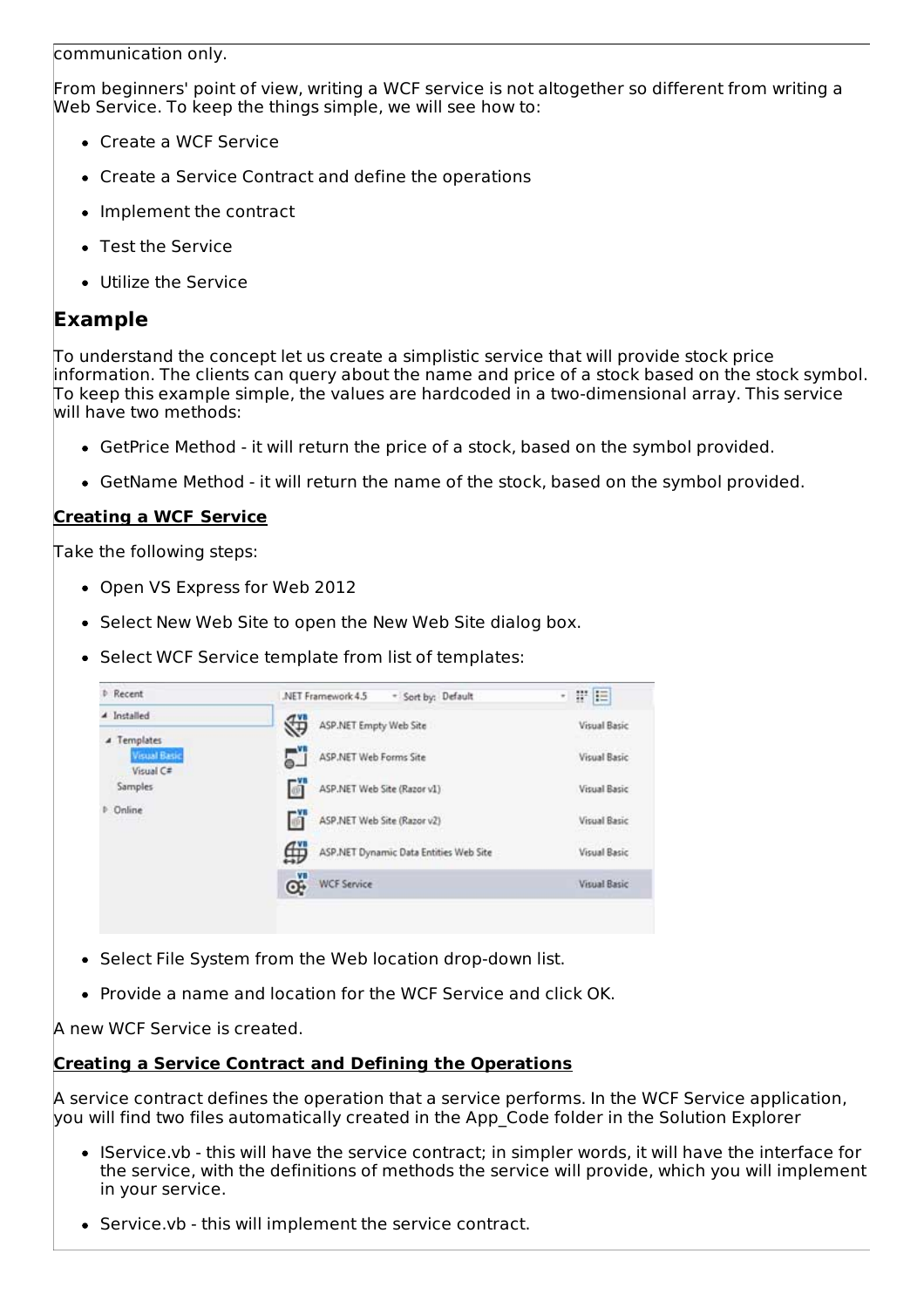communication only.

From beginners' point of view, writing a WCF service is not altogether so different from writing a Web Service. To keep the things simple, we will see how to:

- Create a WCF Service
- Create a Service Contract and define the operations
- Implement the contract
- Test the Service
- Utilize the Service

## Example

To understand the concept let us create a simplistic service that will provide stock price information. The clients can query about the name and price of a stock based on the stock symbol. To keep this example simple, the values are hardcoded in a two-dimensional array. This service will have two methods:

- GetPrice Method - it will return the price of a stock, based on the symbol provided.
- GetName Method - it will return the name of the stock, based on the symbol provided.

### Creating a WCF Service

Take the following steps:

- Open VS Express for Web 2012
- Select New Web Site to open the New Web Site dialog box.
- Select WCF Service template from list of templates:
- Select File System from the Web location drop-down list.
- Provide a name and location for the WCF Service and click OK.

A new WCF Service is created.

### Creating a Service Contract and Defining the Operations

A service contract defines the operation that a service performs. In the WCF Service application, you will find two files automatically created in the App_Code folder in the Solution Explorer

- IService.vb - this will have the service contract; in simpler words, it will have the interface for the service, with the definitions of methods the service will provide, which you will implement in your service.
- Service.vb - this will implement the service contract.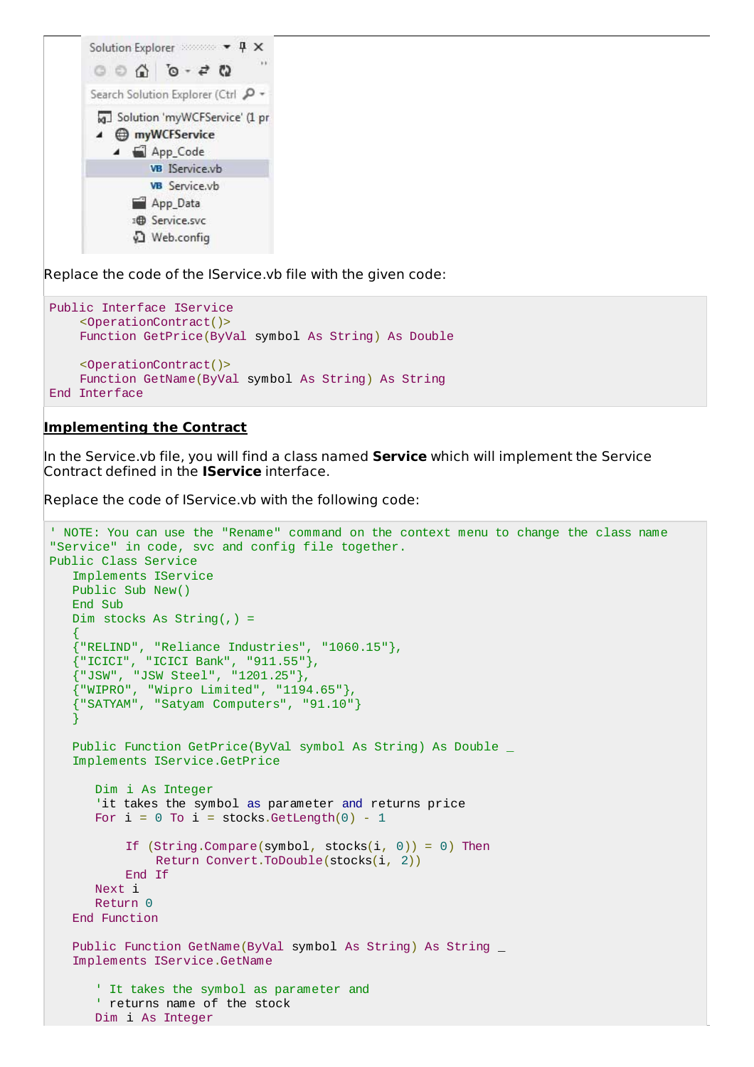Replace the code of the IService.vb file with the given code:

```
Public Interface IService
    <OperationContract()>
    Function GetPrice(ByVal symbol As String) As Double

    <OperationContract()>
    Function GetName(ByVal symbol As String) As String
End Interface
```

**Implementing the Contract**

In the Service.vb file, you will find a class named **Service** which will implement the Service Contract defined in the **IService** interface.

Replace the code of IService.vb with the following code:

```
' NOTE: You can use the "Rename" command on the context menu to change the class name
"Service" in code, svc and config file together.
Public Class Service
   Implements IService
   Public Sub New()
   End Sub
   Dim stocks As String(,) =
   {
   {"RELIND", "Reliance Industries", "1060.15"},
   {"ICICI", "ICICI Bank", "911.55"},
   {"JSW", "JSW Steel", "1201.25"},
   {"WIPRO", "Wipro Limited", "1194.65"},
   {"SATYAM", "Satyam Computers", "91.10"}
   }

   Public Function GetPrice(ByVal symbol As String) As Double _
   Implements IService.GetPrice

      Dim i As Integer
      'it takes the symbol as parameter and returns price
      For i = 0 To i = stocks.GetLength(0) - 1

         If (String.Compare(symbol, stocks(i, 0)) = 0) Then
            Return Convert.ToDouble(stocks(i, 2))
         End If
      Next i
      Return 0
   End Function

   Public Function GetName(ByVal symbol As String) As String _
   Implements IService.GetName

      ' It takes the symbol as parameter and
      ' returns name of the stock
      Dim i As Integer
```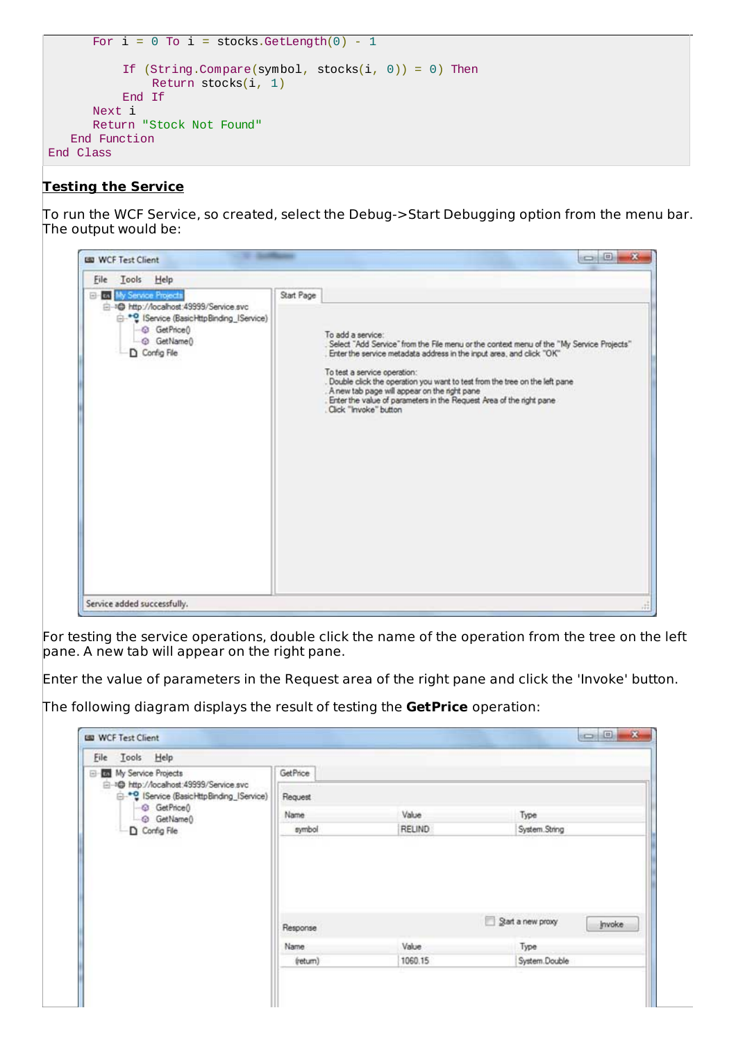```
        For i = 0 To i = stocks.GetLength(0) - 1

            If (String.Compare(symbol, stocks(i, 0)) = 0) Then
                Return stocks(i, 1)
            End If
        Next i
        Return "Stock Not Found"
    End Function
End Class
```

## Testing the Service

To run the WCF Service, so created, select the Debug->Start Debugging option from the menu bar. The output would be:

For testing the service operations, double click the name of the operation from the tree on the left pane. A new tab will appear on the right pane.

Enter the value of parameters in the Request area of the right pane and click the 'Invoke' button.

The following diagram displays the result of testing the **GetPrice** operation: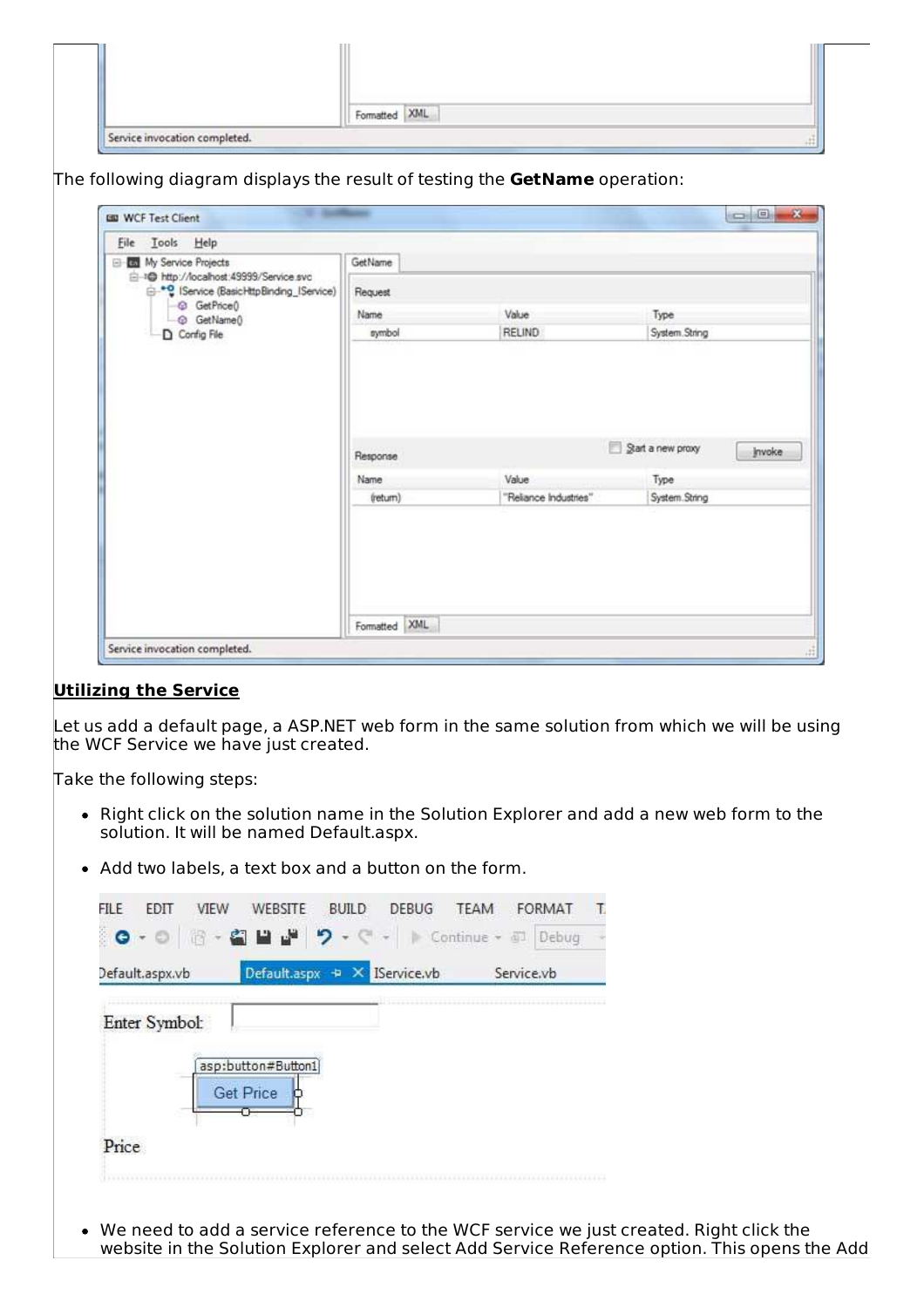The following diagram displays the result of testing the **GetName** operation:

## Utilizing the Service

Let us add a default page, a ASP.NET web form in the same solution from which we will be using the WCF Service we have just created.

Take the following steps:

- Right click on the solution name in the Solution Explorer and add a new web form to the solution. It will be named Default.aspx.
- Add two labels, a text box and a button on the form.
- We need to add a service reference to the WCF service we just created. Right click the website in the Solution Explorer and select Add Service Reference option. This opens the Add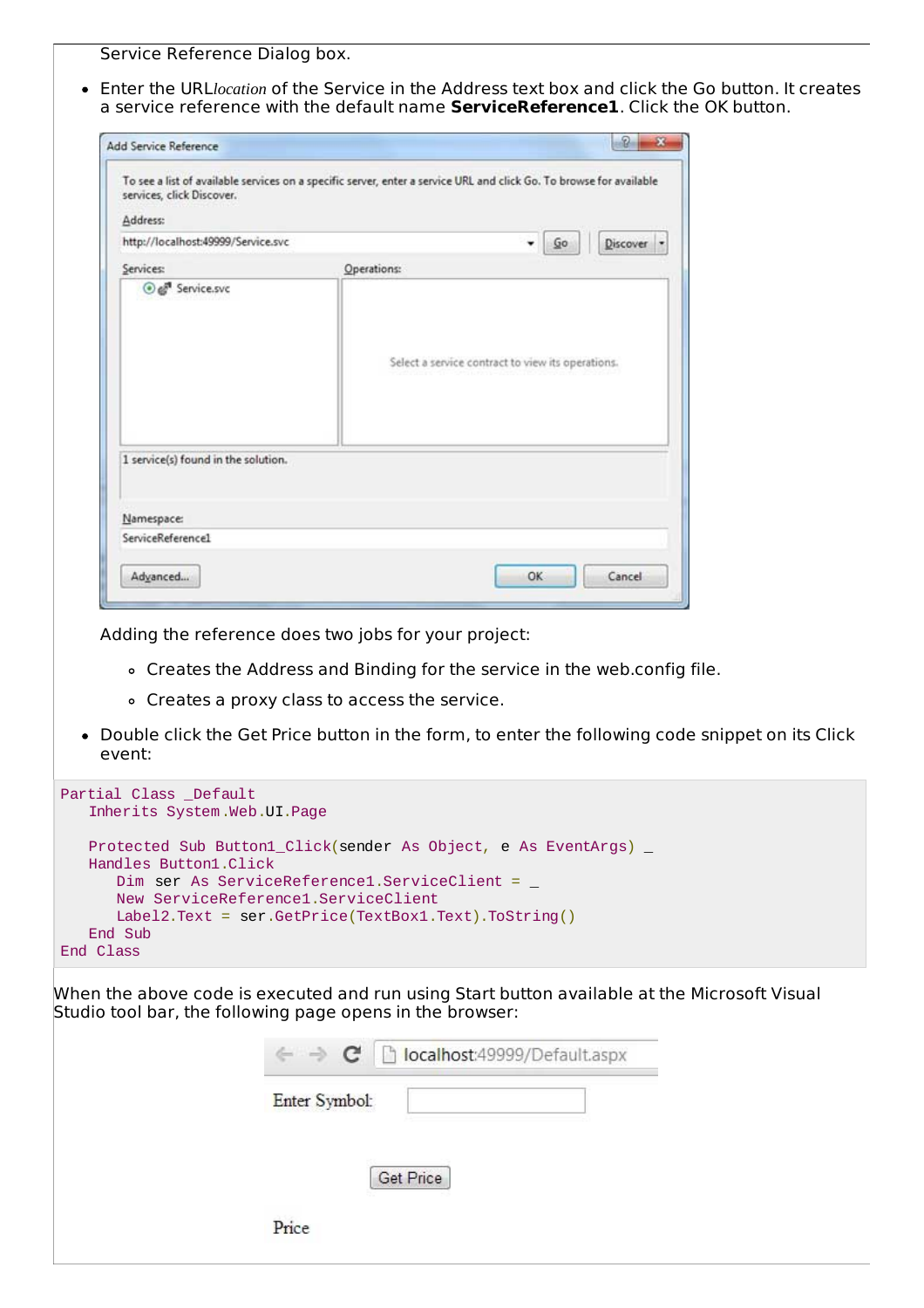Service Reference Dialog box.

- Enter the URL*location* of the Service in the Address text box and click the Go button. It creates a service reference with the default name **ServiceReference1**. Click the OK button.

  Adding the reference does two jobs for your project:

  - Creates the Address and Binding for the service in the web.config file.
  - Creates a proxy class to access the service.

- Double click the Get Price button in the form, to enter the following code snippet on its Click event:

```
Partial Class _Default
   Inherits System.Web.UI.Page

   Protected Sub Button1_Click(sender As Object, e As EventArgs) _
   Handles Button1.Click
      Dim ser As ServiceReference1.ServiceClient = _
      New ServiceReference1.ServiceClient
      Label2.Text = ser.GetPrice(TextBox1.Text).ToString()
   End Sub
End Class
```

When the above code is executed and run using Start button available at the Microsoft Visual Studio tool bar, the following page opens in the browser: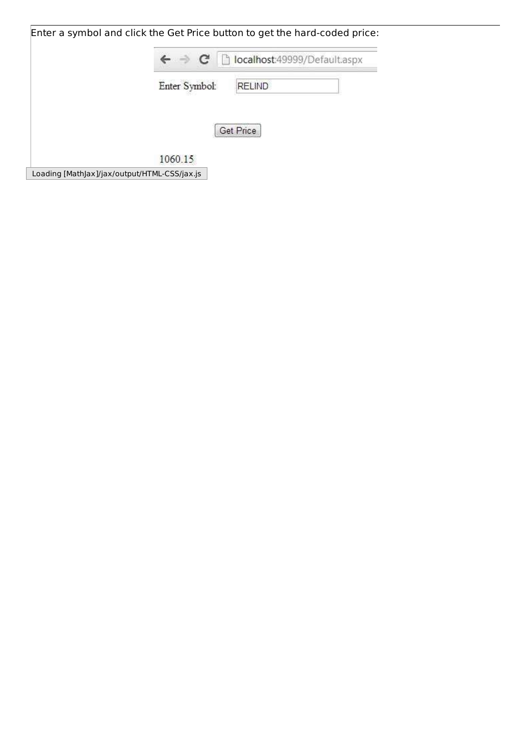Enter a symbol and click the Get Price button to get the hard-coded price:

localhost:49999/Default.aspx

Enter Symbol: RELIND

Get Price

1060.15